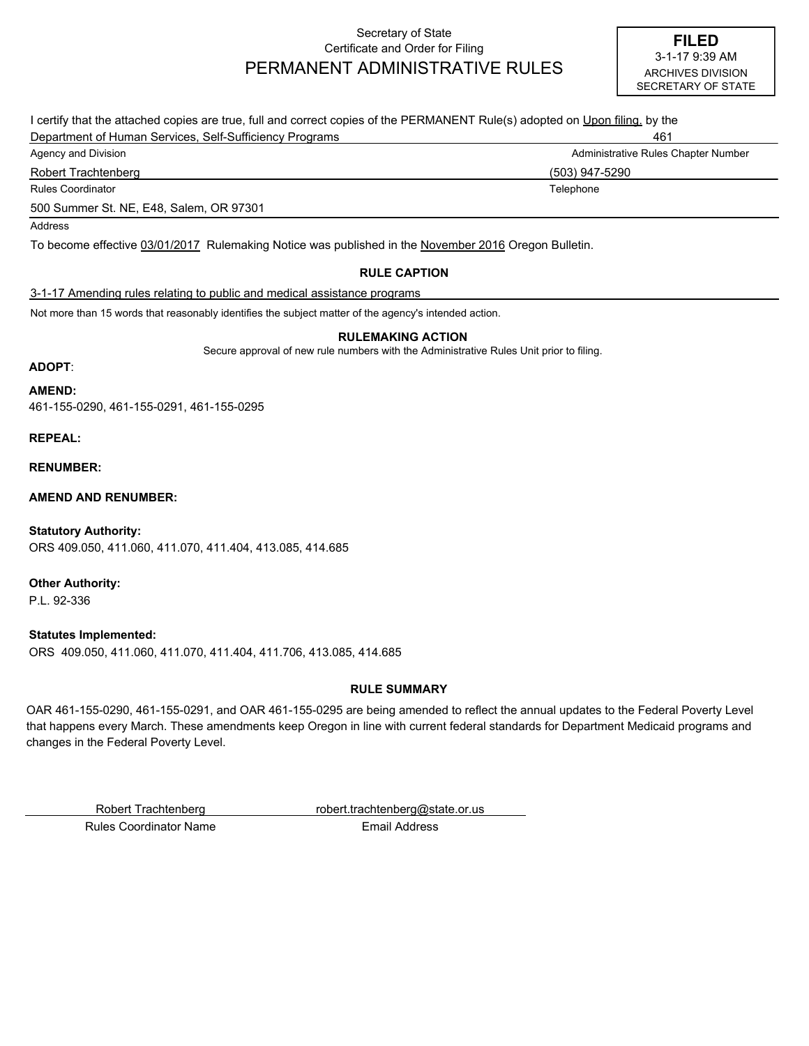Secretary of State
Certificate and Order for Filing

# PERMANENT ADMINISTRATIVE RULES

**FILED**
3-1-17 9:39 AM
ARCHIVES DIVISION
SECRETARY OF STATE

I certify that the attached copies are true, full and correct copies of the PERMANENT Rule(s) adopted on Upon filing. by the

Department of Human Services, Self-Sufficiency Programs — 461
Agency and Division — Administrative Rules Chapter Number

Robert Trachtenberg — (503) 947-5290
Rules Coordinator — Telephone

500 Summer St. NE, E48, Salem, OR 97301
Address

To become effective 03/01/2017 Rulemaking Notice was published in the November 2016 Oregon Bulletin.

## RULE CAPTION

3-1-17 Amending rules relating to public and medical assistance programs

Not more than 15 words that reasonably identifies the subject matter of the agency's intended action.

## RULEMAKING ACTION

Secure approval of new rule numbers with the Administrative Rules Unit prior to filing.

**ADOPT**:

**AMEND:**
461-155-0290, 461-155-0291, 461-155-0295

**REPEAL:**

**RENUMBER:**

**AMEND AND RENUMBER:**

**Statutory Authority:**
ORS 409.050, 411.060, 411.070, 411.404, 413.085, 414.685

**Other Authority:**
P.L. 92-336

**Statutes Implemented:**
ORS 409.050, 411.060, 411.070, 411.404, 411.706, 413.085, 414.685

## RULE SUMMARY

OAR 461-155-0290, 461-155-0291, and OAR 461-155-0295 are being amended to reflect the annual updates to the Federal Poverty Level that happens every March. These amendments keep Oregon in line with current federal standards for Department Medicaid programs and changes in the Federal Poverty Level.

Robert Trachtenberg — robert.trachtenberg@state.or.us
Rules Coordinator Name — Email Address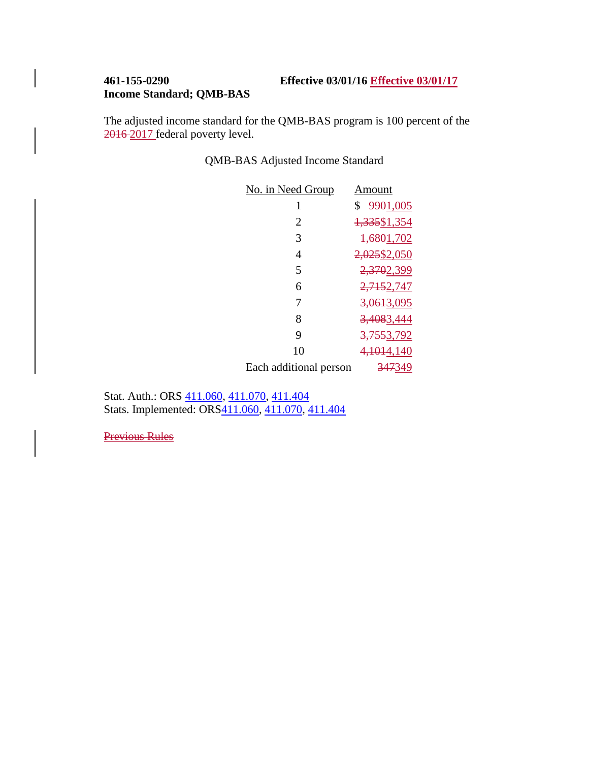**461-155-0290** ~~**Effective 03/01/16**~~ <u>**Effective 03/01/17**</u>
**Income Standard; QMB-BAS**

The adjusted income standard for the QMB-BAS program is 100 percent of the ~~2016~~ <u>2017</u> federal poverty level.

QMB-BAS Adjusted Income Standard

| No. in Need Group | Amount |
|---|---|
| 1 | $ ~~990~~<u>1,005</u> |
| 2 | ~~1,335~~<u>$1,354</u> |
| 3 | ~~1,680~~<u>1,702</u> |
| 4 | ~~2,025~~<u>$2,050</u> |
| 5 | ~~2,370~~<u>2,399</u> |
| 6 | ~~2,715~~<u>2,747</u> |
| 7 | ~~3,061~~<u>3,095</u> |
| 8 | ~~3,408~~<u>3,444</u> |
| 9 | ~~3,755~~<u>3,792</u> |
| 10 | ~~4,101~~<u>4,140</u> |
| Each additional person | ~~347~~<u>349</u> |

Stat. Auth.: ORS 411.060, 411.070, 411.404
Stats. Implemented: ORS411.060, 411.070, 411.404

~~Previous Rules~~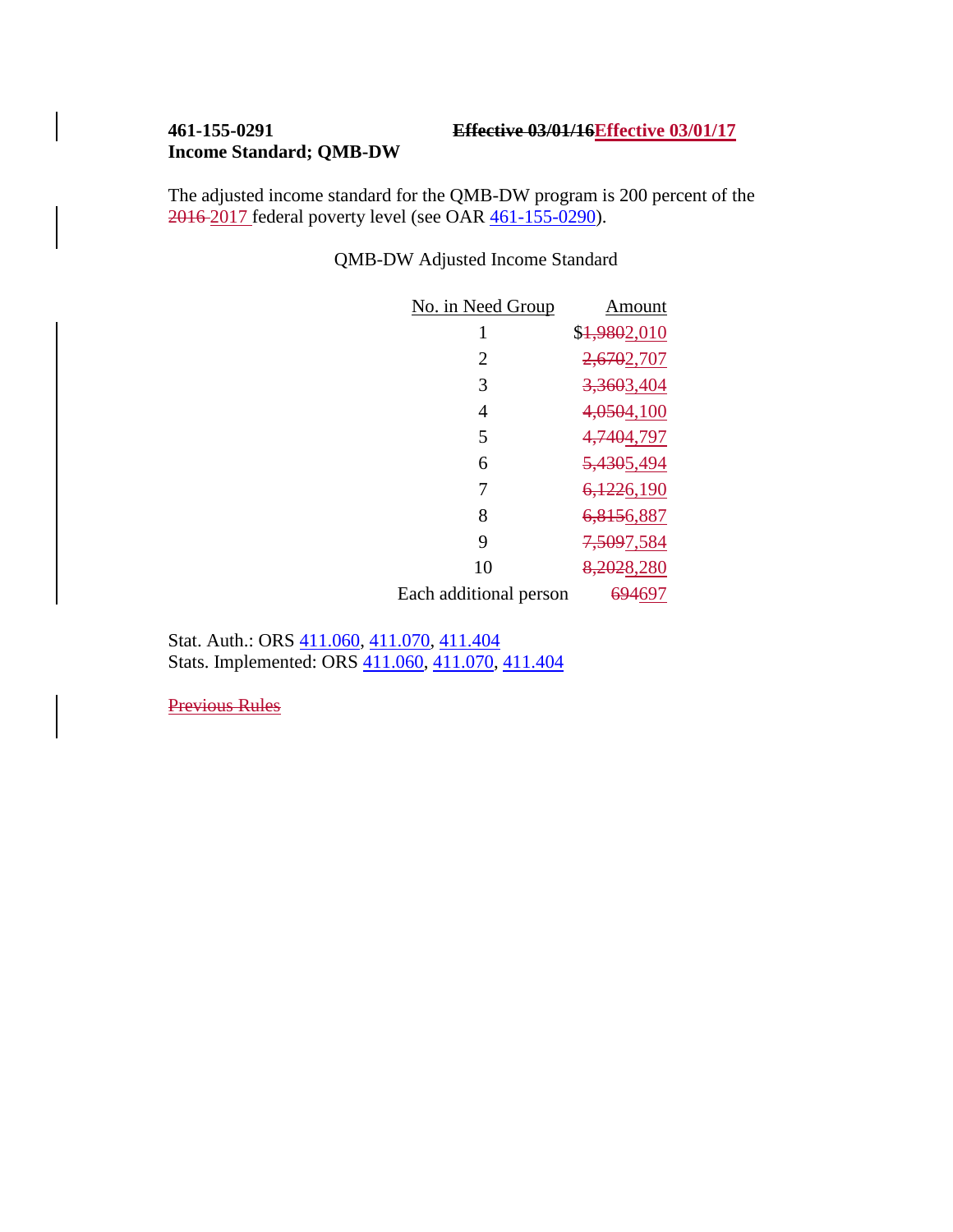**461-155-0291** ~~**Effective 03/01/16**~~**Effective 03/01/17**
**Income Standard; QMB-DW**

The adjusted income standard for the QMB-DW program is 200 percent of the ~~2016~~ 2017 federal poverty level (see OAR 461-155-0290).

QMB-DW Adjusted Income Standard

| No. in Need Group | Amount |
|---|---|
| 1 | $~~1,980~~2,010 |
| 2 | ~~2,670~~2,707 |
| 3 | ~~3,360~~3,404 |
| 4 | ~~4,050~~4,100 |
| 5 | ~~4,740~~4,797 |
| 6 | ~~5,430~~5,494 |
| 7 | ~~6,122~~6,190 |
| 8 | ~~6,815~~6,887 |
| 9 | ~~7,509~~7,584 |
| 10 | ~~8,202~~8,280 |
| Each additional person | ~~694~~697 |

Stat. Auth.: ORS 411.060, 411.070, 411.404
Stats. Implemented: ORS 411.060, 411.070, 411.404

~~Previous Rules~~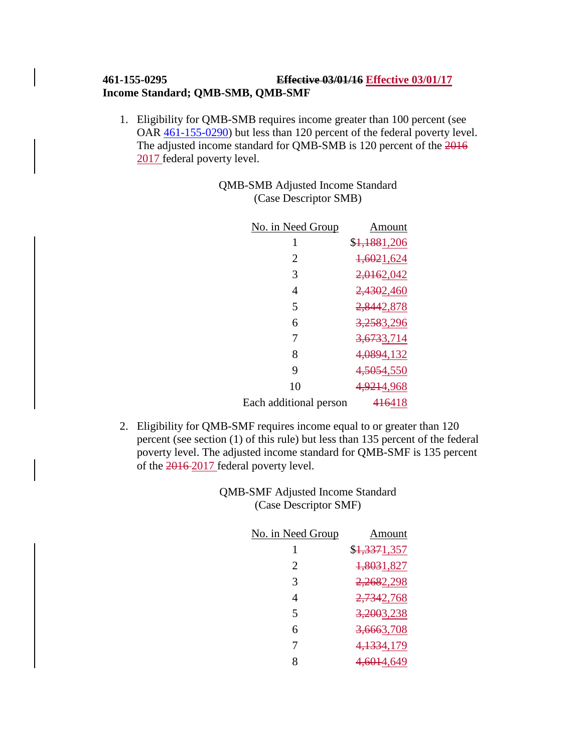**461-155-0295** ~~**Effective 03/01/16**~~ <u>**Effective 03/01/17**</u>
**Income Standard; QMB-SMB, QMB-SMF**

1. Eligibility for QMB-SMB requires income greater than 100 percent (see OAR 461-155-0290) but less than 120 percent of the federal poverty level. The adjusted income standard for QMB-SMB is 120 percent of the ~~2016~~ <u>2017</u> federal poverty level.

QMB-SMB Adjusted Income Standard
(Case Descriptor SMB)

| No. in Need Group | Amount |
|---|---|
| 1 | $~~1,188~~<u>1,206</u> |
| 2 | ~~1,602~~<u>1,624</u> |
| 3 | ~~2,016~~<u>2,042</u> |
| 4 | ~~2,430~~<u>2,460</u> |
| 5 | ~~2,844~~<u>2,878</u> |
| 6 | ~~3,258~~<u>3,296</u> |
| 7 | ~~3,673~~<u>3,714</u> |
| 8 | ~~4,089~~<u>4,132</u> |
| 9 | ~~4,505~~<u>4,550</u> |
| 10 | ~~4,921~~<u>4,968</u> |
| Each additional person | ~~416~~<u>418</u> |

2. Eligibility for QMB-SMF requires income equal to or greater than 120 percent (see section (1) of this rule) but less than 135 percent of the federal poverty level. The adjusted income standard for QMB-SMF is 135 percent of the ~~2016~~ <u>2017</u> federal poverty level.

QMB-SMF Adjusted Income Standard
(Case Descriptor SMF)

| No. in Need Group | Amount |
|---|---|
| 1 | $~~1,337~~<u>1,357</u> |
| 2 | ~~1,803~~<u>1,827</u> |
| 3 | ~~2,268~~<u>2,298</u> |
| 4 | ~~2,734~~<u>2,768</u> |
| 5 | ~~3,200~~<u>3,238</u> |
| 6 | ~~3,666~~<u>3,708</u> |
| 7 | ~~4,133~~<u>4,179</u> |
| 8 | ~~4,601~~<u>4,649</u> |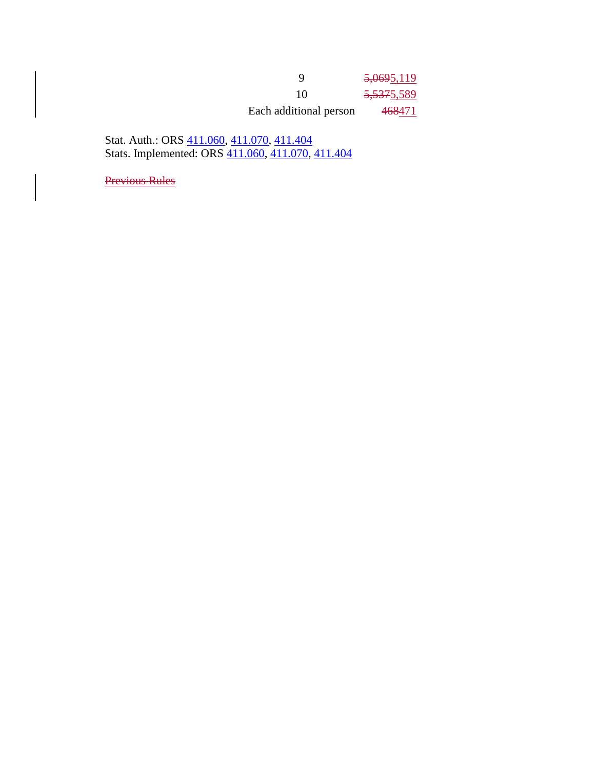| | |
|---|---|
| 9 | ~~5,069~~5,119 |
| 10 | ~~5,537~~5,589 |
| Each additional person | ~~468~~471 |

Stat. Auth.: ORS 411.060, 411.070, 411.404
Stats. Implemented: ORS 411.060, 411.070, 411.404

~~Previous Rules~~